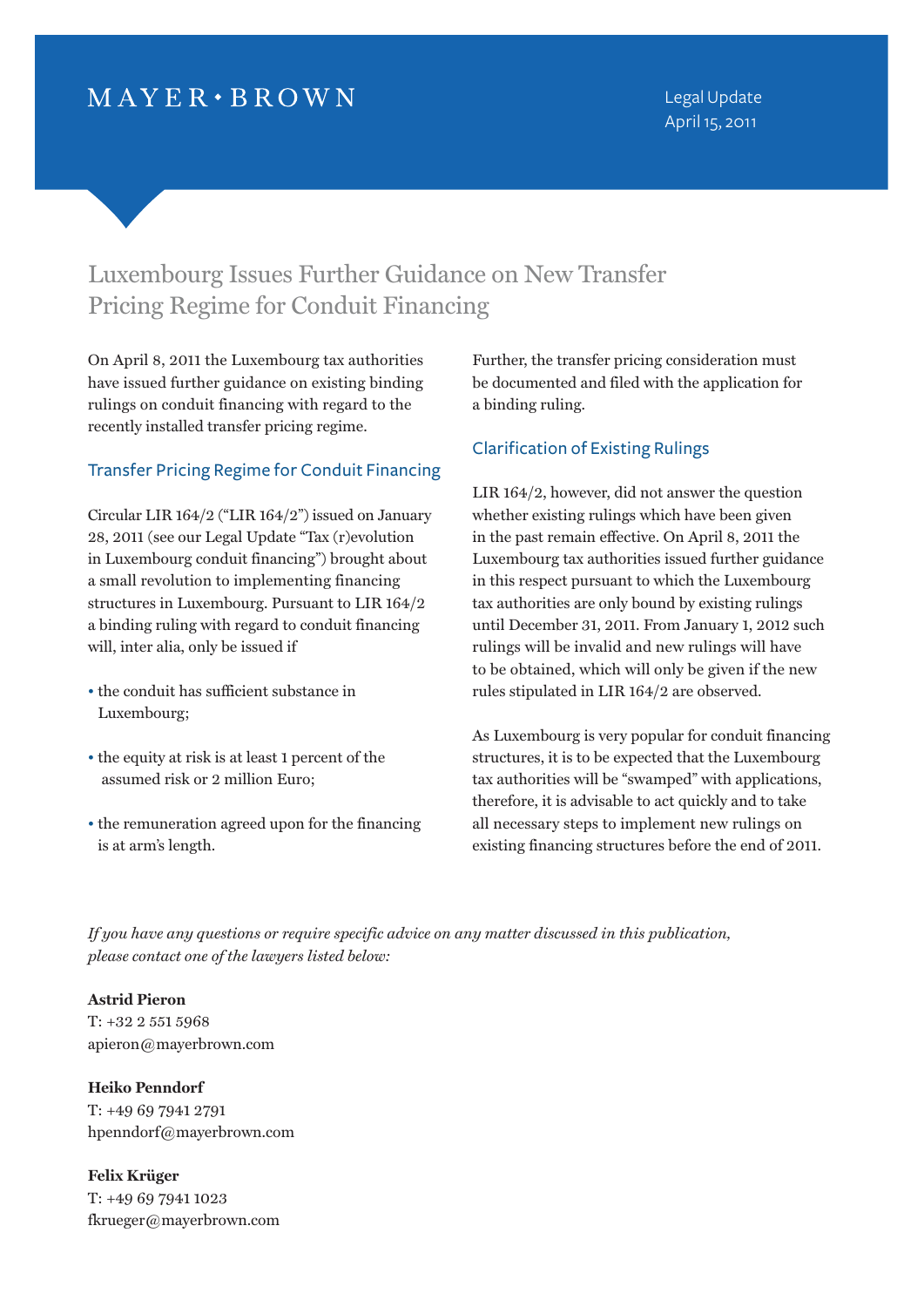MAYER • BROWN

Legal Update
April 15, 2011

# Luxembourg Issues Further Guidance on New Transfer Pricing Regime for Conduit Financing

On April 8, 2011 the Luxembourg tax authorities have issued further guidance on existing binding rulings on conduit financing with regard to the recently installed transfer pricing regime.

## Transfer Pricing Regime for Conduit Financing

Circular LIR 164/2 ("LIR 164/2") issued on January 28, 2011 (see our Legal Update "Tax (r)evolution in Luxembourg conduit financing") brought about a small revolution to implementing financing structures in Luxembourg. Pursuant to LIR 164/2 a binding ruling with regard to conduit financing will, inter alia, only be issued if

- the conduit has sufficient substance in Luxembourg;
- the equity at risk is at least 1 percent of the assumed risk or 2 million Euro;
- the remuneration agreed upon for the financing is at arm's length.

Further, the transfer pricing consideration must be documented and filed with the application for a binding ruling.

## Clarification of Existing Rulings

LIR 164/2, however, did not answer the question whether existing rulings which have been given in the past remain effective. On April 8, 2011 the Luxembourg tax authorities issued further guidance in this respect pursuant to which the Luxembourg tax authorities are only bound by existing rulings until December 31, 2011. From January 1, 2012 such rulings will be invalid and new rulings will have to be obtained, which will only be given if the new rules stipulated in LIR 164/2 are observed.

As Luxembourg is very popular for conduit financing structures, it is to be expected that the Luxembourg tax authorities will be "swamped" with applications, therefore, it is advisable to act quickly and to take all necessary steps to implement new rulings on existing financing structures before the end of 2011.

*If you have any questions or require specific advice on any matter discussed in this publication, please contact one of the lawyers listed below:*

**Astrid Pieron**
T: +32 2 551 5968
apieron@mayerbrown.com

**Heiko Penndorf**
T: +49 69 7941 2791
hpenndorf@mayerbrown.com

**Felix Krüger**
T: +49 69 7941 1023
fkrueger@mayerbrown.com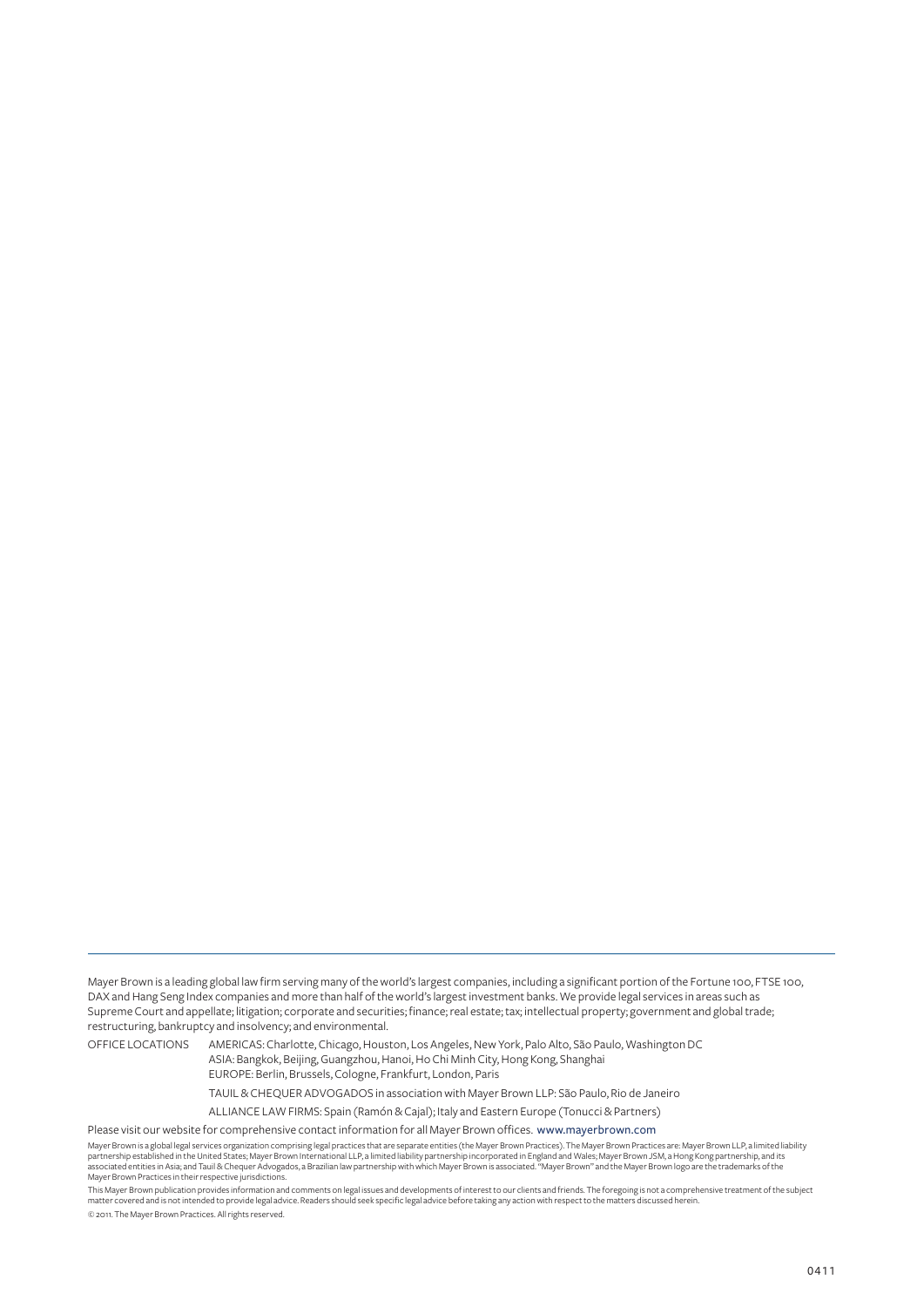Mayer Brown is a leading global law firm serving many of the world's largest companies, including a significant portion of the Fortune 100, FTSE 100, DAX and Hang Seng Index companies and more than half of the world's largest investment banks. We provide legal services in areas such as Supreme Court and appellate; litigation; corporate and securities; finance; real estate; tax; intellectual property; government and global trade; restructuring, bankruptcy and insolvency; and environmental.

OFFICE LOCATIONS AMERICAS: Charlotte, Chicago, Houston, Los Angeles, New York, Palo Alto, São Paulo, Washington DC
ASIA: Bangkok, Beijing, Guangzhou, Hanoi, Ho Chi Minh City, Hong Kong, Shanghai
EUROPE: Berlin, Brussels, Cologne, Frankfurt, London, Paris

TAUIL & CHEQUER ADVOGADOS in association with Mayer Brown LLP: São Paulo, Rio de Janeiro

ALLIANCE LAW FIRMS: Spain (Ramón & Cajal); Italy and Eastern Europe (Tonucci & Partners)

Please visit our website for comprehensive contact information for all Mayer Brown offices. www.mayerbrown.com

Mayer Brown is a global legal services organization comprising legal practices that are separate entities (the Mayer Brown Practices). The Mayer Brown Practices are: Mayer Brown LLP, a limited liability partnership established in the United States; Mayer Brown International LLP, a limited liability partnership incorporated in England and Wales; Mayer Brown JSM, a Hong Kong partnership, and its associated entities in Asia; and Tauil & Chequer Advogados, a Brazilian law partnership with which Mayer Brown is associated. "Mayer Brown" and the Mayer Brown logo are the trademarks of the Mayer Brown Practices in their respective jurisdictions.

This Mayer Brown publication provides information and comments on legal issues and developments of interest to our clients and friends. The foregoing is not a comprehensive treatment of the subject matter covered and is not intended to provide legal advice. Readers should seek specific legal advice before taking any action with respect to the matters discussed herein.

© 2011. The Mayer Brown Practices. All rights reserved.

0411